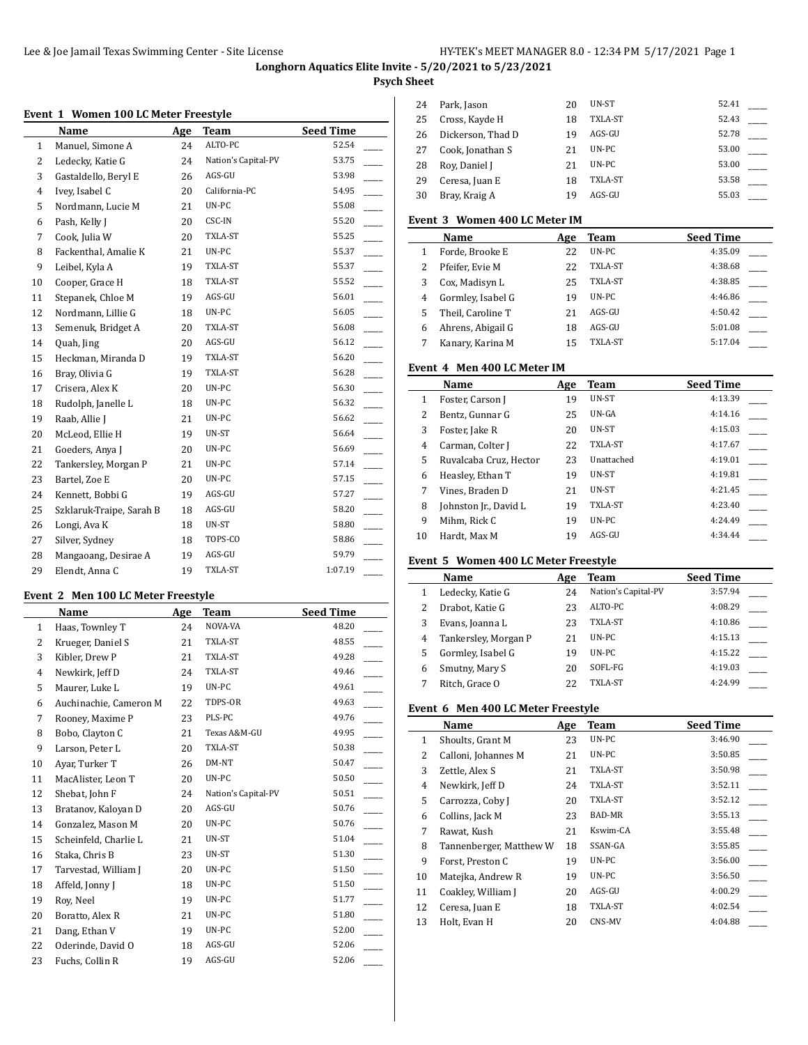**Longhorn Aquatics Elite Invite - 5/20/2021 to 5/23/2021**

**Psych Sheet**

### Event 1 Women 100 LC Meter Freestyle

| | Name | Age | Team | Seed Time | |
|---|---|---|---|---|---|
| 1 | Manuel, Simone A | 24 | ALTO-PC | 52.54 | ____ |
| 2 | Ledecky, Katie G | 24 | Nation's Capital-PV | 53.75 | ____ |
| 3 | Gastaldello, Beryl E | 26 | AGS-GU | 53.98 | ____ |
| 4 | Ivey, Isabel C | 20 | California-PC | 54.95 | ____ |
| 5 | Nordmann, Lucie M | 21 | UN-PC | 55.08 | ____ |
| 6 | Pash, Kelly J | 20 | CSC-IN | 55.20 | ____ |
| 7 | Cook, Julia W | 20 | TXLA-ST | 55.25 | ____ |
| 8 | Fackenthal, Amalie K | 21 | UN-PC | 55.37 | ____ |
| 9 | Leibel, Kyla A | 19 | TXLA-ST | 55.37 | ____ |
| 10 | Cooper, Grace H | 18 | TXLA-ST | 55.52 | ____ |
| 11 | Stepanek, Chloe M | 19 | AGS-GU | 56.01 | ____ |
| 12 | Nordmann, Lillie G | 18 | UN-PC | 56.05 | ____ |
| 13 | Semenuk, Bridget A | 20 | TXLA-ST | 56.08 | ____ |
| 14 | Quah, Jing | 20 | AGS-GU | 56.12 | ____ |
| 15 | Heckman, Miranda D | 19 | TXLA-ST | 56.20 | ____ |
| 16 | Bray, Olivia G | 19 | TXLA-ST | 56.28 | ____ |
| 17 | Crisera, Alex K | 20 | UN-PC | 56.30 | ____ |
| 18 | Rudolph, Janelle L | 18 | UN-PC | 56.32 | ____ |
| 19 | Raab, Allie J | 21 | UN-PC | 56.62 | ____ |
| 20 | McLeod, Ellie H | 19 | UN-ST | 56.64 | ____ |
| 21 | Goeders, Anya J | 20 | UN-PC | 56.69 | ____ |
| 22 | Tankersley, Morgan P | 21 | UN-PC | 57.14 | ____ |
| 23 | Bartel, Zoe E | 20 | UN-PC | 57.15 | ____ |
| 24 | Kennett, Bobbi G | 19 | AGS-GU | 57.27 | ____ |
| 25 | Szklaruk-Traipe, Sarah B | 18 | AGS-GU | 58.20 | ____ |
| 26 | Longi, Ava K | 18 | UN-ST | 58.80 | ____ |
| 27 | Silver, Sydney | 18 | TOPS-CO | 58.86 | ____ |
| 28 | Mangaoang, Desirae A | 19 | AGS-GU | 59.79 | ____ |
| 29 | Elendt, Anna C | 19 | TXLA-ST | 1:07.19 | ____ |

### Event 2 Men 100 LC Meter Freestyle

| | Name | Age | Team | Seed Time | |
|---|---|---|---|---|---|
| 1 | Haas, Townley T | 24 | NOVA-VA | 48.20 | ____ |
| 2 | Krueger, Daniel S | 21 | TXLA-ST | 48.55 | ____ |
| 3 | Kibler, Drew P | 21 | TXLA-ST | 49.28 | ____ |
| 4 | Newkirk, Jeff D | 24 | TXLA-ST | 49.46 | ____ |
| 5 | Maurer, Luke L | 19 | UN-PC | 49.61 | ____ |
| 6 | Auchinachie, Cameron M | 22 | TDPS-OR | 49.63 | ____ |
| 7 | Rooney, Maxime P | 23 | PLS-PC | 49.76 | ____ |
| 8 | Bobo, Clayton C | 21 | Texas A&M-GU | 49.95 | ____ |
| 9 | Larson, Peter L | 20 | TXLA-ST | 50.38 | ____ |
| 10 | Ayar, Turker T | 26 | DM-NT | 50.47 | ____ |
| 11 | MacAlister, Leon T | 20 | UN-PC | 50.50 | ____ |
| 12 | Shebat, John F | 24 | Nation's Capital-PV | 50.51 | ____ |
| 13 | Bratanov, Kaloyan D | 20 | AGS-GU | 50.76 | ____ |
| 14 | Gonzalez, Mason M | 20 | UN-PC | 50.76 | ____ |
| 15 | Scheinfeld, Charlie L | 21 | UN-ST | 51.04 | ____ |
| 16 | Staka, Chris B | 23 | UN-ST | 51.30 | ____ |
| 17 | Tarvestad, William J | 20 | UN-PC | 51.50 | ____ |
| 18 | Affeld, Jonny J | 18 | UN-PC | 51.50 | ____ |
| 19 | Roy, Neel | 19 | UN-PC | 51.77 | ____ |
| 20 | Boratto, Alex R | 21 | UN-PC | 51.80 | ____ |
| 21 | Dang, Ethan V | 19 | UN-PC | 52.00 | ____ |
| 22 | Oderinde, David O | 18 | AGS-GU | 52.06 | ____ |
| 23 | Fuchs, Collin R | 19 | AGS-GU | 52.06 | ____ |
| 24 | Park, Jason | 20 | UN-ST | 52.41 | ____ |
| 25 | Cross, Kayde H | 18 | TXLA-ST | 52.43 | ____ |
| 26 | Dickerson, Thad D | 19 | AGS-GU | 52.78 | ____ |
| 27 | Cook, Jonathan S | 21 | UN-PC | 53.00 | ____ |
| 28 | Roy, Daniel J | 21 | UN-PC | 53.00 | ____ |
| 29 | Ceresa, Juan E | 18 | TXLA-ST | 53.58 | ____ |
| 30 | Bray, Kraig A | 19 | AGS-GU | 55.03 | ____ |

### Event 3 Women 400 LC Meter IM

| | Name | Age | Team | Seed Time | |
|---|---|---|---|---|---|
| 1 | Forde, Brooke E | 22 | UN-PC | 4:35.09 | ____ |
| 2 | Pfeifer, Evie M | 22 | TXLA-ST | 4:38.68 | ____ |
| 3 | Cox, Madisyn L | 25 | TXLA-ST | 4:38.85 | ____ |
| 4 | Gormley, Isabel G | 19 | UN-PC | 4:46.86 | ____ |
| 5 | Theil, Caroline T | 21 | AGS-GU | 4:50.42 | ____ |
| 6 | Ahrens, Abigail G | 18 | AGS-GU | 5:01.08 | ____ |
| 7 | Kanary, Karina M | 15 | TXLA-ST | 5:17.04 | ____ |

### Event 4 Men 400 LC Meter IM

| | Name | Age | Team | Seed Time | |
|---|---|---|---|---|---|
| 1 | Foster, Carson J | 19 | UN-ST | 4:13.39 | ____ |
| 2 | Bentz, Gunnar G | 25 | UN-GA | 4:14.16 | ____ |
| 3 | Foster, Jake R | 20 | UN-ST | 4:15.03 | ____ |
| 4 | Carman, Colter J | 22 | TXLA-ST | 4:17.67 | ____ |
| 5 | Ruvalcaba Cruz, Hector | 23 | Unattached | 4:19.01 | ____ |
| 6 | Heasley, Ethan T | 19 | UN-ST | 4:19.81 | ____ |
| 7 | Vines, Braden D | 21 | UN-ST | 4:21.45 | ____ |
| 8 | Johnston Jr., David L | 19 | TXLA-ST | 4:23.40 | ____ |
| 9 | Mihm, Rick C | 19 | UN-PC | 4:24.49 | ____ |
| 10 | Hardt, Max M | 19 | AGS-GU | 4:34.44 | ____ |

### Event 5 Women 400 LC Meter Freestyle

| | Name | Age | Team | Seed Time | |
|---|---|---|---|---|---|
| 1 | Ledecky, Katie G | 24 | Nation's Capital-PV | 3:57.94 | ____ |
| 2 | Drabot, Katie G | 23 | ALTO-PC | 4:08.29 | ____ |
| 3 | Evans, Joanna L | 23 | TXLA-ST | 4:10.86 | ____ |
| 4 | Tankersley, Morgan P | 21 | UN-PC | 4:15.13 | ____ |
| 5 | Gormley, Isabel G | 19 | UN-PC | 4:15.22 | ____ |
| 6 | Smutny, Mary S | 20 | SOFL-FG | 4:19.03 | ____ |
| 7 | Ritch, Grace O | 22 | TXLA-ST | 4:24.99 | ____ |

### Event 6 Men 400 LC Meter Freestyle

| | Name | Age | Team | Seed Time | |
|---|---|---|---|---|---|
| 1 | Shoults, Grant M | 23 | UN-PC | 3:46.90 | ____ |
| 2 | Calloni, Johannes M | 21 | UN-PC | 3:50.85 | ____ |
| 3 | Zettle, Alex S | 21 | TXLA-ST | 3:50.98 | ____ |
| 4 | Newkirk, Jeff D | 24 | TXLA-ST | 3:52.11 | ____ |
| 5 | Carrozza, Coby J | 20 | TXLA-ST | 3:52.12 | ____ |
| 6 | Collins, Jack M | 23 | BAD-MR | 3:55.13 | ____ |
| 7 | Rawat, Kush | 21 | Kswim-CA | 3:55.48 | ____ |
| 8 | Tannenberger, Matthew W | 18 | SSAN-GA | 3:55.85 | ____ |
| 9 | Forst, Preston C | 19 | UN-PC | 3:56.00 | ____ |
| 10 | Matejka, Andrew R | 19 | UN-PC | 3:56.50 | ____ |
| 11 | Coakley, William J | 20 | AGS-GU | 4:00.29 | ____ |
| 12 | Ceresa, Juan E | 18 | TXLA-ST | 4:02.54 | ____ |
| 13 | Holt, Evan H | 20 | CNS-MV | 4:04.88 | ____ |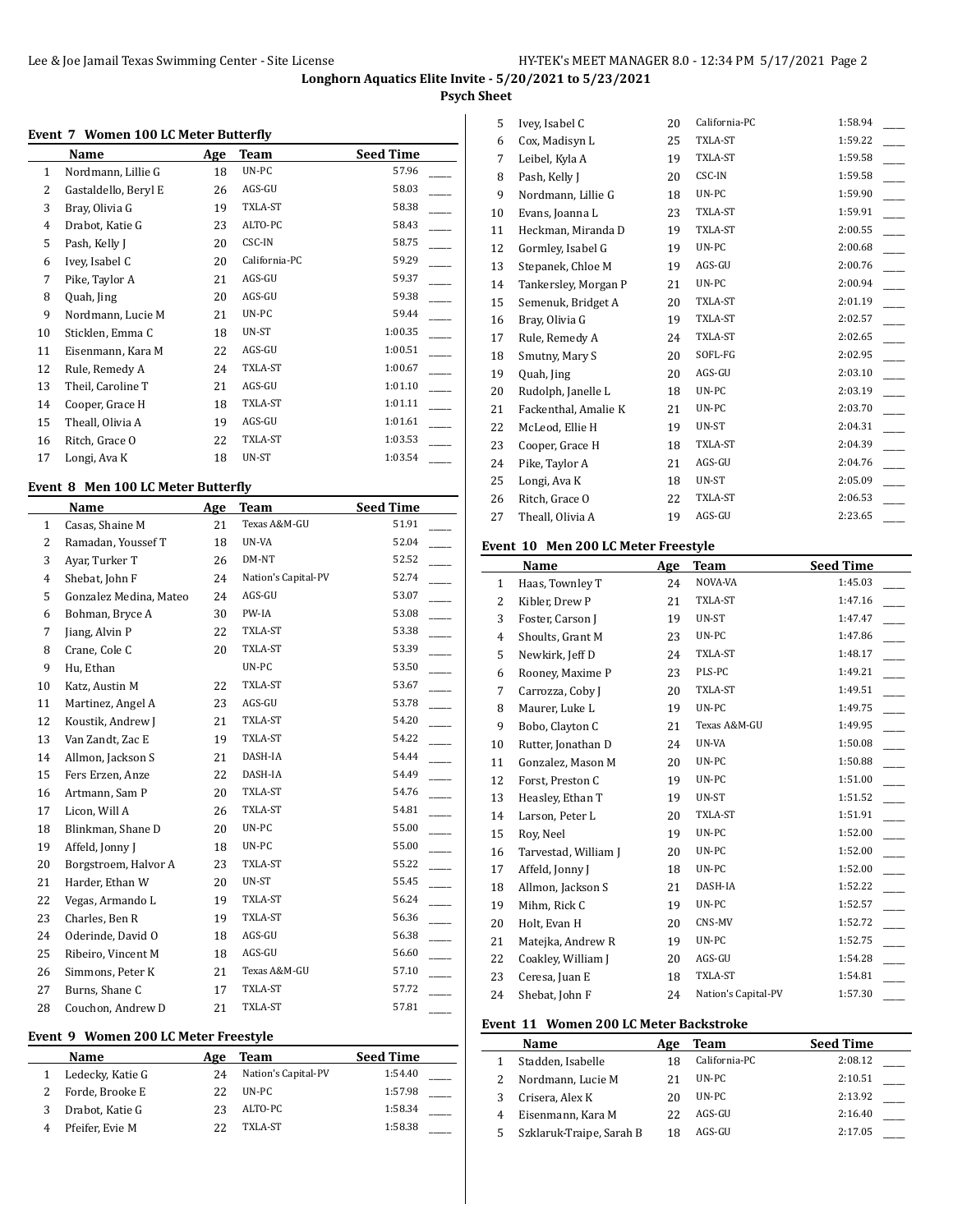Longhorn Aquatics Elite Invite - 5/20/2021 to 5/23/2021

**Psych Sheet**

### Event 7 Women 100 LC Meter Butterfly

| | Name | Age | Team | Seed Time | |
|---|---|---|---|---|---|
| 1 | Nordmann, Lillie G | 18 | UN-PC | 57.96 | ____ |
| 2 | Gastaldello, Beryl E | 26 | AGS-GU | 58.03 | ____ |
| 3 | Bray, Olivia G | 19 | TXLA-ST | 58.38 | ____ |
| 4 | Drabot, Katie G | 23 | ALTO-PC | 58.43 | ____ |
| 5 | Pash, Kelly J | 20 | CSC-IN | 58.75 | ____ |
| 6 | Ivey, Isabel C | 20 | California-PC | 59.29 | ____ |
| 7 | Pike, Taylor A | 21 | AGS-GU | 59.37 | ____ |
| 8 | Quah, Jing | 20 | AGS-GU | 59.38 | ____ |
| 9 | Nordmann, Lucie M | 21 | UN-PC | 59.44 | ____ |
| 10 | Sticklen, Emma C | 18 | UN-ST | 1:00.35 | ____ |
| 11 | Eisenmann, Kara M | 22 | AGS-GU | 1:00.51 | ____ |
| 12 | Rule, Remedy A | 24 | TXLA-ST | 1:00.67 | ____ |
| 13 | Theil, Caroline T | 21 | AGS-GU | 1:01.10 | ____ |
| 14 | Cooper, Grace H | 18 | TXLA-ST | 1:01.11 | ____ |
| 15 | Theall, Olivia A | 19 | AGS-GU | 1:01.61 | ____ |
| 16 | Ritch, Grace O | 22 | TXLA-ST | 1:03.53 | ____ |
| 17 | Longi, Ava K | 18 | UN-ST | 1:03.54 | ____ |

### Event 8 Men 100 LC Meter Butterfly

| | Name | Age | Team | Seed Time | |
|---|---|---|---|---|---|
| 1 | Casas, Shaine M | 21 | Texas A&M-GU | 51.91 | ____ |
| 2 | Ramadan, Youssef T | 18 | UN-VA | 52.04 | ____ |
| 3 | Ayar, Turker T | 26 | DM-NT | 52.52 | ____ |
| 4 | Shebat, John F | 24 | Nation's Capital-PV | 52.74 | ____ |
| 5 | Gonzalez Medina, Mateo | 24 | AGS-GU | 53.07 | ____ |
| 6 | Bohman, Bryce A | 30 | PW-IA | 53.08 | ____ |
| 7 | Jiang, Alvin P | 22 | TXLA-ST | 53.38 | ____ |
| 8 | Crane, Cole C | 20 | TXLA-ST | 53.39 | ____ |
| 9 | Hu, Ethan | | UN-PC | 53.50 | ____ |
| 10 | Katz, Austin M | 22 | TXLA-ST | 53.67 | ____ |
| 11 | Martinez, Angel A | 23 | AGS-GU | 53.78 | ____ |
| 12 | Koustik, Andrew J | 21 | TXLA-ST | 54.20 | ____ |
| 13 | Van Zandt, Zac E | 19 | TXLA-ST | 54.22 | ____ |
| 14 | Allmon, Jackson S | 21 | DASH-IA | 54.44 | ____ |
| 15 | Fers Erzen, Anze | 22 | DASH-IA | 54.49 | ____ |
| 16 | Artmann, Sam P | 20 | TXLA-ST | 54.76 | ____ |
| 17 | Licon, Will A | 26 | TXLA-ST | 54.81 | ____ |
| 18 | Blinkman, Shane D | 20 | UN-PC | 55.00 | ____ |
| 19 | Affeld, Jonny J | 18 | UN-PC | 55.00 | ____ |
| 20 | Borgstroem, Halvor A | 23 | TXLA-ST | 55.22 | ____ |
| 21 | Harder, Ethan W | 20 | UN-ST | 55.45 | ____ |
| 22 | Vegas, Armando L | 19 | TXLA-ST | 56.24 | ____ |
| 23 | Charles, Ben R | 19 | TXLA-ST | 56.36 | ____ |
| 24 | Oderinde, David O | 18 | AGS-GU | 56.38 | ____ |
| 25 | Ribeiro, Vincent M | 18 | AGS-GU | 56.60 | ____ |
| 26 | Simmons, Peter K | 21 | Texas A&M-GU | 57.10 | ____ |
| 27 | Burns, Shane C | 17 | TXLA-ST | 57.72 | ____ |
| 28 | Couchon, Andrew D | 21 | TXLA-ST | 57.81 | ____ |

### Event 9 Women 200 LC Meter Freestyle

| | Name | Age | Team | Seed Time | |
|---|---|---|---|---|---|
| 1 | Ledecky, Katie G | 24 | Nation's Capital-PV | 1:54.40 | ____ |
| 2 | Forde, Brooke E | 22 | UN-PC | 1:57.98 | ____ |
| 3 | Drabot, Katie G | 23 | ALTO-PC | 1:58.34 | ____ |
| 4 | Pfeifer, Evie M | 22 | TXLA-ST | 1:58.38 | ____ |
| 5 | Ivey, Isabel C | 20 | California-PC | 1:58.94 | ____ |
| 6 | Cox, Madisyn L | 25 | TXLA-ST | 1:59.22 | ____ |
| 7 | Leibel, Kyla A | 19 | TXLA-ST | 1:59.58 | ____ |
| 8 | Pash, Kelly J | 20 | CSC-IN | 1:59.58 | ____ |
| 9 | Nordmann, Lillie G | 18 | UN-PC | 1:59.90 | ____ |
| 10 | Evans, Joanna L | 23 | TXLA-ST | 1:59.91 | ____ |
| 11 | Heckman, Miranda D | 19 | TXLA-ST | 2:00.55 | ____ |
| 12 | Gormley, Isabel G | 19 | UN-PC | 2:00.68 | ____ |
| 13 | Stepanek, Chloe M | 19 | AGS-GU | 2:00.76 | ____ |
| 14 | Tankersley, Morgan P | 21 | UN-PC | 2:00.94 | ____ |
| 15 | Semenuk, Bridget A | 20 | TXLA-ST | 2:01.19 | ____ |
| 16 | Bray, Olivia G | 19 | TXLA-ST | 2:02.57 | ____ |
| 17 | Rule, Remedy A | 24 | TXLA-ST | 2:02.65 | ____ |
| 18 | Smutny, Mary S | 20 | SOFL-FG | 2:02.95 | ____ |
| 19 | Quah, Jing | 20 | AGS-GU | 2:03.10 | ____ |
| 20 | Rudolph, Janelle L | 18 | UN-PC | 2:03.19 | ____ |
| 21 | Fackenthal, Amalie K | 21 | UN-PC | 2:03.70 | ____ |
| 22 | McLeod, Ellie H | 19 | UN-ST | 2:04.31 | ____ |
| 23 | Cooper, Grace H | 18 | TXLA-ST | 2:04.39 | ____ |
| 24 | Pike, Taylor A | 21 | AGS-GU | 2:04.76 | ____ |
| 25 | Longi, Ava K | 18 | UN-ST | 2:05.09 | ____ |
| 26 | Ritch, Grace O | 22 | TXLA-ST | 2:06.53 | ____ |
| 27 | Theall, Olivia A | 19 | AGS-GU | 2:23.65 | ____ |

### Event 10 Men 200 LC Meter Freestyle

| | Name | Age | Team | Seed Time | |
|---|---|---|---|---|---|
| 1 | Haas, Townley T | 24 | NOVA-VA | 1:45.03 | ____ |
| 2 | Kibler, Drew P | 21 | TXLA-ST | 1:47.16 | ____ |
| 3 | Foster, Carson J | 19 | UN-ST | 1:47.47 | ____ |
| 4 | Shoults, Grant M | 23 | UN-PC | 1:47.86 | ____ |
| 5 | Newkirk, Jeff D | 24 | TXLA-ST | 1:48.17 | ____ |
| 6 | Rooney, Maxime P | 23 | PLS-PC | 1:49.21 | ____ |
| 7 | Carrozza, Coby J | 20 | TXLA-ST | 1:49.51 | ____ |
| 8 | Maurer, Luke L | 19 | UN-PC | 1:49.75 | ____ |
| 9 | Bobo, Clayton C | 21 | Texas A&M-GU | 1:49.95 | ____ |
| 10 | Rutter, Jonathan D | 24 | UN-VA | 1:50.08 | ____ |
| 11 | Gonzalez, Mason M | 20 | UN-PC | 1:50.88 | ____ |
| 12 | Forst, Preston C | 19 | UN-PC | 1:51.00 | ____ |
| 13 | Heasley, Ethan T | 19 | UN-ST | 1:51.52 | ____ |
| 14 | Larson, Peter L | 20 | TXLA-ST | 1:51.91 | ____ |
| 15 | Roy, Neel | 19 | UN-PC | 1:52.00 | ____ |
| 16 | Tarvestad, William J | 20 | UN-PC | 1:52.00 | ____ |
| 17 | Affeld, Jonny J | 18 | UN-PC | 1:52.00 | ____ |
| 18 | Allmon, Jackson S | 21 | DASH-IA | 1:52.22 | ____ |
| 19 | Mihm, Rick C | 19 | UN-PC | 1:52.57 | ____ |
| 20 | Holt, Evan H | 20 | CNS-MV | 1:52.72 | ____ |
| 21 | Matejka, Andrew R | 19 | UN-PC | 1:52.75 | ____ |
| 22 | Coakley, William J | 20 | AGS-GU | 1:54.28 | ____ |
| 23 | Ceresa, Juan E | 18 | TXLA-ST | 1:54.81 | ____ |
| 24 | Shebat, John F | 24 | Nation's Capital-PV | 1:57.30 | ____ |

### Event 11 Women 200 LC Meter Backstroke

| | Name | Age | Team | Seed Time | |
|---|---|---|---|---|---|
| 1 | Stadden, Isabelle | 18 | California-PC | 2:08.12 | ____ |
| 2 | Nordmann, Lucie M | 21 | UN-PC | 2:10.51 | ____ |
| 3 | Crisera, Alex K | 20 | UN-PC | 2:13.92 | ____ |
| 4 | Eisenmann, Kara M | 22 | AGS-GU | 2:16.40 | ____ |
| 5 | Szklaruk-Traipe, Sarah B | 18 | AGS-GU | 2:17.05 | ____ |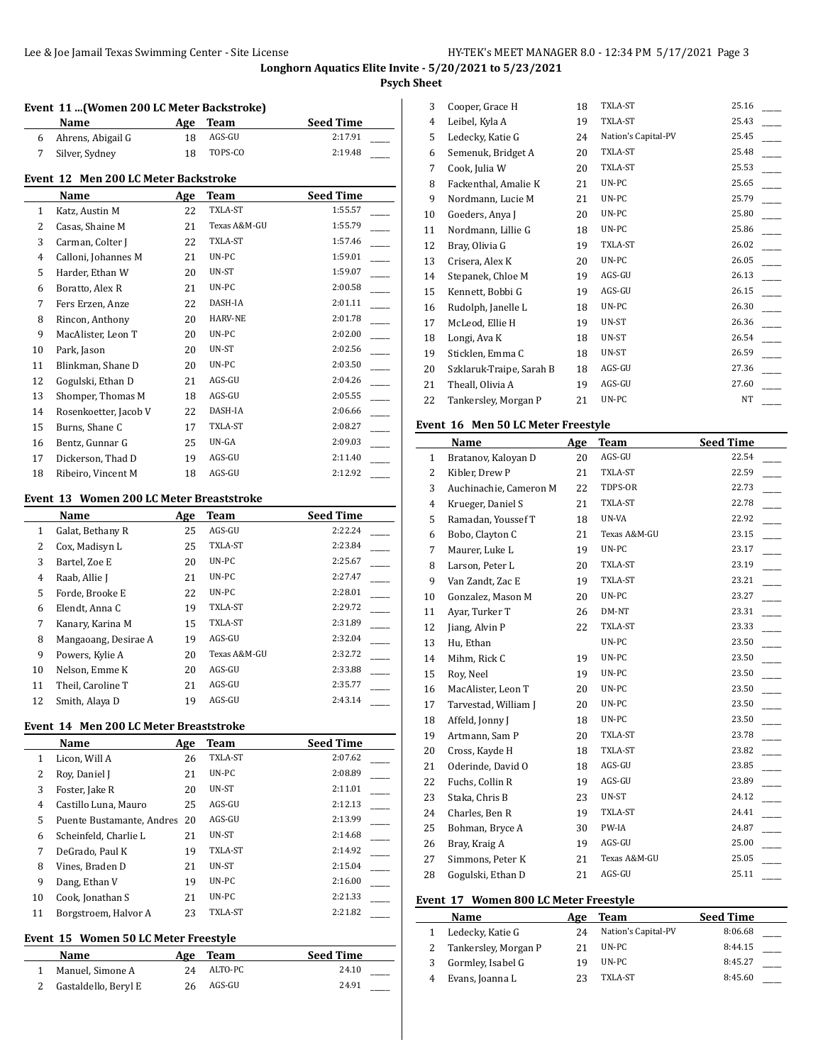**Longhorn Aquatics Elite Invite - 5/20/2021 to 5/23/2021**

**Psych Sheet**

### Event 11 ...(Women 200 LC Meter Backstroke)

| | Name | Age | Team | Seed Time |
|---|---|---|---|---|
| 6 | Ahrens, Abigail G | 18 | AGS-GU | 2:17.91 |
| 7 | Silver, Sydney | 18 | TOPS-CO | 2:19.48 |

### Event 12 Men 200 LC Meter Backstroke

| | Name | Age | Team | Seed Time |
|---|---|---|---|---|
| 1 | Katz, Austin M | 22 | TXLA-ST | 1:55.57 |
| 2 | Casas, Shaine M | 21 | Texas A&M-GU | 1:55.79 |
| 3 | Carman, Colter J | 22 | TXLA-ST | 1:57.46 |
| 4 | Calloni, Johannes M | 21 | UN-PC | 1:59.01 |
| 5 | Harder, Ethan W | 20 | UN-ST | 1:59.07 |
| 6 | Boratto, Alex R | 21 | UN-PC | 2:00.58 |
| 7 | Fers Erzen, Anze | 22 | DASH-IA | 2:01.11 |
| 8 | Rincon, Anthony | 20 | HARV-NE | 2:01.78 |
| 9 | MacAlister, Leon T | 20 | UN-PC | 2:02.00 |
| 10 | Park, Jason | 20 | UN-ST | 2:02.56 |
| 11 | Blinkman, Shane D | 20 | UN-PC | 2:03.50 |
| 12 | Gogulski, Ethan D | 21 | AGS-GU | 2:04.26 |
| 13 | Shomper, Thomas M | 18 | AGS-GU | 2:05.55 |
| 14 | Rosenkoetter, Jacob V | 22 | DASH-IA | 2:06.66 |
| 15 | Burns, Shane C | 17 | TXLA-ST | 2:08.27 |
| 16 | Bentz, Gunnar G | 25 | UN-GA | 2:09.03 |
| 17 | Dickerson, Thad D | 19 | AGS-GU | 2:11.40 |
| 18 | Ribeiro, Vincent M | 18 | AGS-GU | 2:12.92 |

### Event 13 Women 200 LC Meter Breaststroke

| | Name | Age | Team | Seed Time |
|---|---|---|---|---|
| 1 | Galat, Bethany R | 25 | AGS-GU | 2:22.24 |
| 2 | Cox, Madisyn L | 25 | TXLA-ST | 2:23.84 |
| 3 | Bartel, Zoe E | 20 | UN-PC | 2:25.67 |
| 4 | Raab, Allie J | 21 | UN-PC | 2:27.47 |
| 5 | Forde, Brooke E | 22 | UN-PC | 2:28.01 |
| 6 | Elendt, Anna C | 19 | TXLA-ST | 2:29.72 |
| 7 | Kanary, Karina M | 15 | TXLA-ST | 2:31.89 |
| 8 | Mangaoang, Desirae A | 19 | AGS-GU | 2:32.04 |
| 9 | Powers, Kylie A | 20 | Texas A&M-GU | 2:32.72 |
| 10 | Nelson, Emme K | 20 | AGS-GU | 2:33.88 |
| 11 | Theil, Caroline T | 21 | AGS-GU | 2:35.77 |
| 12 | Smith, Alaya D | 19 | AGS-GU | 2:43.14 |

### Event 14 Men 200 LC Meter Breaststroke

| | Name | Age | Team | Seed Time |
|---|---|---|---|---|
| 1 | Licon, Will A | 26 | TXLA-ST | 2:07.62 |
| 2 | Roy, Daniel J | 21 | UN-PC | 2:08.89 |
| 3 | Foster, Jake R | 20 | UN-ST | 2:11.01 |
| 4 | Castillo Luna, Mauro | 25 | AGS-GU | 2:12.13 |
| 5 | Puente Bustamante, Andres | 20 | AGS-GU | 2:13.99 |
| 6 | Scheinfeld, Charlie L | 21 | UN-ST | 2:14.68 |
| 7 | DeGrado, Paul K | 19 | TXLA-ST | 2:14.92 |
| 8 | Vines, Braden D | 21 | UN-ST | 2:15.04 |
| 9 | Dang, Ethan V | 19 | UN-PC | 2:16.00 |
| 10 | Cook, Jonathan S | 21 | UN-PC | 2:21.33 |
| 11 | Borgstroem, Halvor A | 23 | TXLA-ST | 2:21.82 |

### Event 15 Women 50 LC Meter Freestyle

| | Name | Age | Team | Seed Time |
|---|---|---|---|---|
| 1 | Manuel, Simone A | 24 | ALTO-PC | 24.10 |
| 2 | Gastaldello, Beryl E | 26 | AGS-GU | 24.91 |
| 3 | Cooper, Grace H | 18 | TXLA-ST | 25.16 |
| 4 | Leibel, Kyla A | 19 | TXLA-ST | 25.43 |
| 5 | Ledecky, Katie G | 24 | Nation's Capital-PV | 25.45 |
| 6 | Semenuk, Bridget A | 20 | TXLA-ST | 25.48 |
| 7 | Cook, Julia W | 20 | TXLA-ST | 25.53 |
| 8 | Fackenthal, Amalie K | 21 | UN-PC | 25.65 |
| 9 | Nordmann, Lucie M | 21 | UN-PC | 25.79 |
| 10 | Goeders, Anya J | 20 | UN-PC | 25.80 |
| 11 | Nordmann, Lillie G | 18 | UN-PC | 25.86 |
| 12 | Bray, Olivia G | 19 | TXLA-ST | 26.02 |
| 13 | Crisera, Alex K | 20 | UN-PC | 26.05 |
| 14 | Stepanek, Chloe M | 19 | AGS-GU | 26.13 |
| 15 | Kennett, Bobbi G | 19 | AGS-GU | 26.15 |
| 16 | Rudolph, Janelle L | 18 | UN-PC | 26.30 |
| 17 | McLeod, Ellie H | 19 | UN-ST | 26.36 |
| 18 | Longi, Ava K | 18 | UN-ST | 26.54 |
| 19 | Sticklen, Emma C | 18 | UN-ST | 26.59 |
| 20 | Szklaruk-Traipe, Sarah B | 18 | AGS-GU | 27.36 |
| 21 | Theall, Olivia A | 19 | AGS-GU | 27.60 |
| 22 | Tankersley, Morgan P | 21 | UN-PC | NT |

### Event 16 Men 50 LC Meter Freestyle

| | Name | Age | Team | Seed Time |
|---|---|---|---|---|
| 1 | Bratanov, Kaloyan D | 20 | AGS-GU | 22.54 |
| 2 | Kibler, Drew P | 21 | TXLA-ST | 22.59 |
| 3 | Auchinachie, Cameron M | 22 | TDPS-OR | 22.73 |
| 4 | Krueger, Daniel S | 21 | TXLA-ST | 22.78 |
| 5 | Ramadan, Youssef T | 18 | UN-VA | 22.92 |
| 6 | Bobo, Clayton C | 21 | Texas A&M-GU | 23.15 |
| 7 | Maurer, Luke L | 19 | UN-PC | 23.17 |
| 8 | Larson, Peter L | 20 | TXLA-ST | 23.19 |
| 9 | Van Zandt, Zac E | 19 | TXLA-ST | 23.21 |
| 10 | Gonzalez, Mason M | 20 | UN-PC | 23.27 |
| 11 | Ayar, Turker T | 26 | DM-NT | 23.31 |
| 12 | Jiang, Alvin P | 22 | TXLA-ST | 23.33 |
| 13 | Hu, Ethan | | UN-PC | 23.50 |
| 14 | Mihm, Rick C | 19 | UN-PC | 23.50 |
| 15 | Roy, Neel | 19 | UN-PC | 23.50 |
| 16 | MacAlister, Leon T | 20 | UN-PC | 23.50 |
| 17 | Tarvestad, William J | 20 | UN-PC | 23.50 |
| 18 | Affeld, Jonny J | 18 | UN-PC | 23.50 |
| 19 | Artmann, Sam P | 20 | TXLA-ST | 23.78 |
| 20 | Cross, Kayde H | 18 | TXLA-ST | 23.82 |
| 21 | Oderinde, David O | 18 | AGS-GU | 23.85 |
| 22 | Fuchs, Collin R | 19 | AGS-GU | 23.89 |
| 23 | Staka, Chris B | 23 | UN-ST | 24.12 |
| 24 | Charles, Ben R | 19 | TXLA-ST | 24.41 |
| 25 | Bohman, Bryce A | 30 | PW-IA | 24.87 |
| 26 | Bray, Kraig A | 19 | AGS-GU | 25.00 |
| 27 | Simmons, Peter K | 21 | Texas A&M-GU | 25.05 |
| 28 | Gogulski, Ethan D | 21 | AGS-GU | 25.11 |

### Event 17 Women 800 LC Meter Freestyle

| | Name | Age | Team | Seed Time |
|---|---|---|---|---|
| 1 | Ledecky, Katie G | 24 | Nation's Capital-PV | 8:06.68 |
| 2 | Tankersley, Morgan P | 21 | UN-PC | 8:44.15 |
| 3 | Gormley, Isabel G | 19 | UN-PC | 8:45.27 |
| 4 | Evans, Joanna L | 23 | TXLA-ST | 8:45.60 |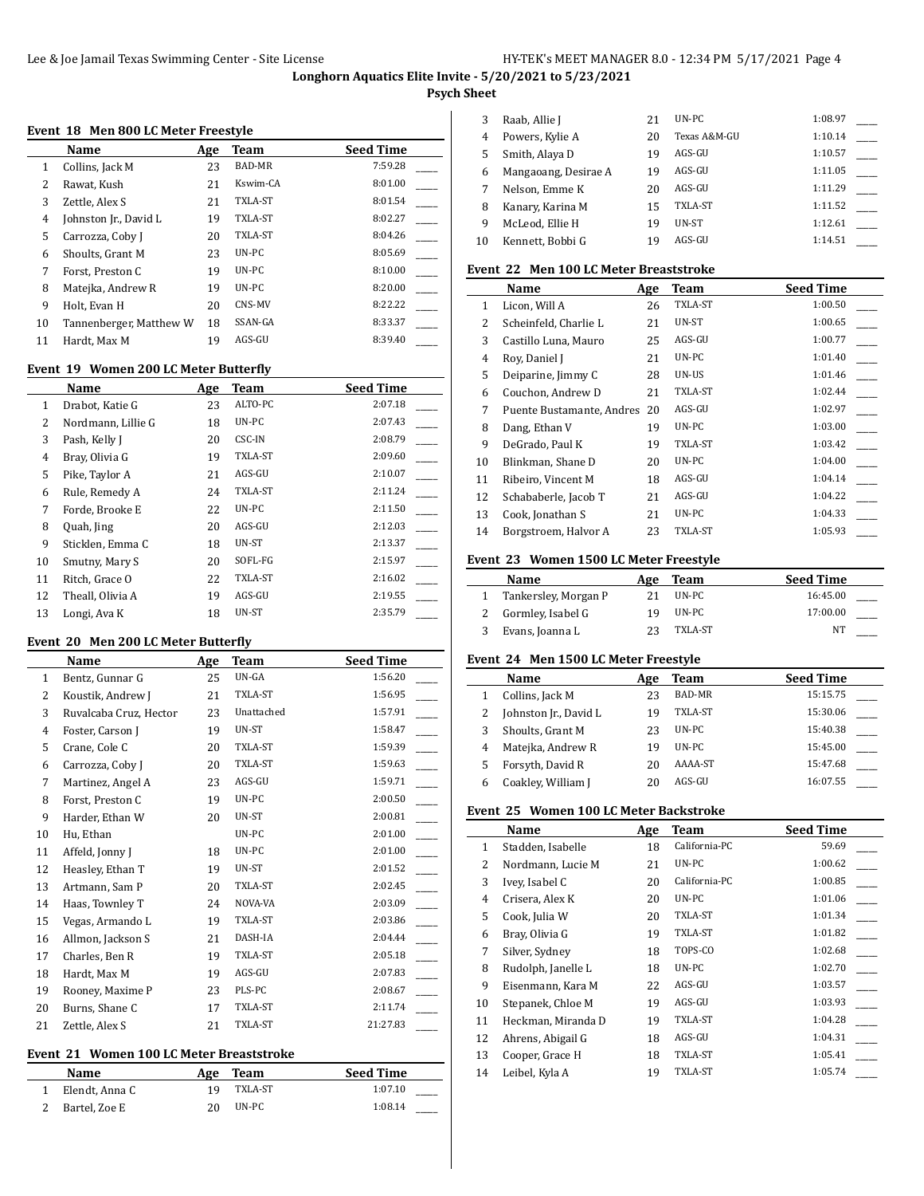**Longhorn Aquatics Elite Invite - 5/20/2021 to 5/23/2021**

**Psych Sheet**

### Event 18 Men 800 LC Meter Freestyle

| | Name | Age | Team | Seed Time |
|---|---|---|---|---|
| 1 | Collins, Jack M | 23 | BAD-MR | 7:59.28 |
| 2 | Rawat, Kush | 21 | Kswim-CA | 8:01.00 |
| 3 | Zettle, Alex S | 21 | TXLA-ST | 8:01.54 |
| 4 | Johnston Jr., David L | 19 | TXLA-ST | 8:02.27 |
| 5 | Carrozza, Coby J | 20 | TXLA-ST | 8:04.26 |
| 6 | Shoults, Grant M | 23 | UN-PC | 8:05.69 |
| 7 | Forst, Preston C | 19 | UN-PC | 8:10.00 |
| 8 | Matejka, Andrew R | 19 | UN-PC | 8:20.00 |
| 9 | Holt, Evan H | 20 | CNS-MV | 8:22.22 |
| 10 | Tannenberger, Matthew W | 18 | SSAN-GA | 8:33.37 |
| 11 | Hardt, Max M | 19 | AGS-GU | 8:39.40 |

### Event 19 Women 200 LC Meter Butterfly

| | Name | Age | Team | Seed Time |
|---|---|---|---|---|
| 1 | Drabot, Katie G | 23 | ALTO-PC | 2:07.18 |
| 2 | Nordmann, Lillie G | 18 | UN-PC | 2:07.43 |
| 3 | Pash, Kelly J | 20 | CSC-IN | 2:08.79 |
| 4 | Bray, Olivia G | 19 | TXLA-ST | 2:09.60 |
| 5 | Pike, Taylor A | 21 | AGS-GU | 2:10.07 |
| 6 | Rule, Remedy A | 24 | TXLA-ST | 2:11.24 |
| 7 | Forde, Brooke E | 22 | UN-PC | 2:11.50 |
| 8 | Quah, Jing | 20 | AGS-GU | 2:12.03 |
| 9 | Sticklen, Emma C | 18 | UN-ST | 2:13.37 |
| 10 | Smutny, Mary S | 20 | SOFL-FG | 2:15.97 |
| 11 | Ritch, Grace O | 22 | TXLA-ST | 2:16.02 |
| 12 | Theall, Olivia A | 19 | AGS-GU | 2:19.55 |
| 13 | Longi, Ava K | 18 | UN-ST | 2:35.79 |

### Event 20 Men 200 LC Meter Butterfly

| | Name | Age | Team | Seed Time |
|---|---|---|---|---|
| 1 | Bentz, Gunnar G | 25 | UN-GA | 1:56.20 |
| 2 | Koustik, Andrew J | 21 | TXLA-ST | 1:56.95 |
| 3 | Ruvalcaba Cruz, Hector | 23 | Unattached | 1:57.91 |
| 4 | Foster, Carson J | 19 | UN-ST | 1:58.47 |
| 5 | Crane, Cole C | 20 | TXLA-ST | 1:59.39 |
| 6 | Carrozza, Coby J | 20 | TXLA-ST | 1:59.63 |
| 7 | Martinez, Angel A | 23 | AGS-GU | 1:59.71 |
| 8 | Forst, Preston C | 19 | UN-PC | 2:00.50 |
| 9 | Harder, Ethan W | 20 | UN-ST | 2:00.81 |
| 10 | Hu, Ethan | | UN-PC | 2:01.00 |
| 11 | Affeld, Jonny J | 18 | UN-PC | 2:01.00 |
| 12 | Heasley, Ethan T | 19 | UN-ST | 2:01.52 |
| 13 | Artmann, Sam P | 20 | TXLA-ST | 2:02.45 |
| 14 | Haas, Townley T | 24 | NOVA-VA | 2:03.09 |
| 15 | Vegas, Armando L | 19 | TXLA-ST | 2:03.86 |
| 16 | Allmon, Jackson S | 21 | DASH-IA | 2:04.44 |
| 17 | Charles, Ben R | 19 | TXLA-ST | 2:05.18 |
| 18 | Hardt, Max M | 19 | AGS-GU | 2:07.83 |
| 19 | Rooney, Maxime P | 23 | PLS-PC | 2:08.67 |
| 20 | Burns, Shane C | 17 | TXLA-ST | 2:11.74 |
| 21 | Zettle, Alex S | 21 | TXLA-ST | 21:27.83 |

### Event 21 Women 100 LC Meter Breaststroke

| | Name | Age | Team | Seed Time |
|---|---|---|---|---|
| 1 | Elendt, Anna C | 19 | TXLA-ST | 1:07.10 |
| 2 | Bartel, Zoe E | 20 | UN-PC | 1:08.14 |
| 3 | Raab, Allie J | 21 | UN-PC | 1:08.97 |
| 4 | Powers, Kylie A | 20 | Texas A&M-GU | 1:10.14 |
| 5 | Smith, Alaya D | 19 | AGS-GU | 1:10.57 |
| 6 | Mangaoang, Desirae A | 19 | AGS-GU | 1:11.05 |
| 7 | Nelson, Emme K | 20 | AGS-GU | 1:11.29 |
| 8 | Kanary, Karina M | 15 | TXLA-ST | 1:11.52 |
| 9 | McLeod, Ellie H | 19 | UN-ST | 1:12.61 |
| 10 | Kennett, Bobbi G | 19 | AGS-GU | 1:14.51 |

### Event 22 Men 100 LC Meter Breaststroke

| | Name | Age | Team | Seed Time |
|---|---|---|---|---|
| 1 | Licon, Will A | 26 | TXLA-ST | 1:00.50 |
| 2 | Scheinfeld, Charlie L | 21 | UN-ST | 1:00.65 |
| 3 | Castillo Luna, Mauro | 25 | AGS-GU | 1:00.77 |
| 4 | Roy, Daniel J | 21 | UN-PC | 1:01.40 |
| 5 | Deiparine, Jimmy C | 28 | UN-US | 1:01.46 |
| 6 | Couchon, Andrew D | 21 | TXLA-ST | 1:02.44 |
| 7 | Puente Bustamante, Andres | 20 | AGS-GU | 1:02.97 |
| 8 | Dang, Ethan V | 19 | UN-PC | 1:03.00 |
| 9 | DeGrado, Paul K | 19 | TXLA-ST | 1:03.42 |
| 10 | Blinkman, Shane D | 20 | UN-PC | 1:04.00 |
| 11 | Ribeiro, Vincent M | 18 | AGS-GU | 1:04.14 |
| 12 | Schababerle, Jacob T | 21 | AGS-GU | 1:04.22 |
| 13 | Cook, Jonathan S | 21 | UN-PC | 1:04.33 |
| 14 | Borgstroem, Halvor A | 23 | TXLA-ST | 1:05.93 |

### Event 23 Women 1500 LC Meter Freestyle

| | Name | Age | Team | Seed Time |
|---|---|---|---|---|
| 1 | Tankersley, Morgan P | 21 | UN-PC | 16:45.00 |
| 2 | Gormley, Isabel G | 19 | UN-PC | 17:00.00 |
| 3 | Evans, Joanna L | 23 | TXLA-ST | NT |

### Event 24 Men 1500 LC Meter Freestyle

| | Name | Age | Team | Seed Time |
|---|---|---|---|---|
| 1 | Collins, Jack M | 23 | BAD-MR | 15:15.75 |
| 2 | Johnston Jr., David L | 19 | TXLA-ST | 15:30.06 |
| 3 | Shoults, Grant M | 23 | UN-PC | 15:40.38 |
| 4 | Matejka, Andrew R | 19 | UN-PC | 15:45.00 |
| 5 | Forsyth, David R | 20 | AAAA-ST | 15:47.68 |
| 6 | Coakley, William J | 20 | AGS-GU | 16:07.55 |

### Event 25 Women 100 LC Meter Backstroke

| | Name | Age | Team | Seed Time |
|---|---|---|---|---|
| 1 | Stadden, Isabelle | 18 | California-PC | 59.69 |
| 2 | Nordmann, Lucie M | 21 | UN-PC | 1:00.62 |
| 3 | Ivey, Isabel C | 20 | California-PC | 1:00.85 |
| 4 | Crisera, Alex K | 20 | UN-PC | 1:01.06 |
| 5 | Cook, Julia W | 20 | TXLA-ST | 1:01.34 |
| 6 | Bray, Olivia G | 19 | TXLA-ST | 1:01.82 |
| 7 | Silver, Sydney | 18 | TOPS-CO | 1:02.68 |
| 8 | Rudolph, Janelle L | 18 | UN-PC | 1:02.70 |
| 9 | Eisenmann, Kara M | 22 | AGS-GU | 1:03.57 |
| 10 | Stepanek, Chloe M | 19 | AGS-GU | 1:03.93 |
| 11 | Heckman, Miranda D | 19 | TXLA-ST | 1:04.28 |
| 12 | Ahrens, Abigail G | 18 | AGS-GU | 1:04.31 |
| 13 | Cooper, Grace H | 18 | TXLA-ST | 1:05.41 |
| 14 | Leibel, Kyla A | 19 | TXLA-ST | 1:05.74 |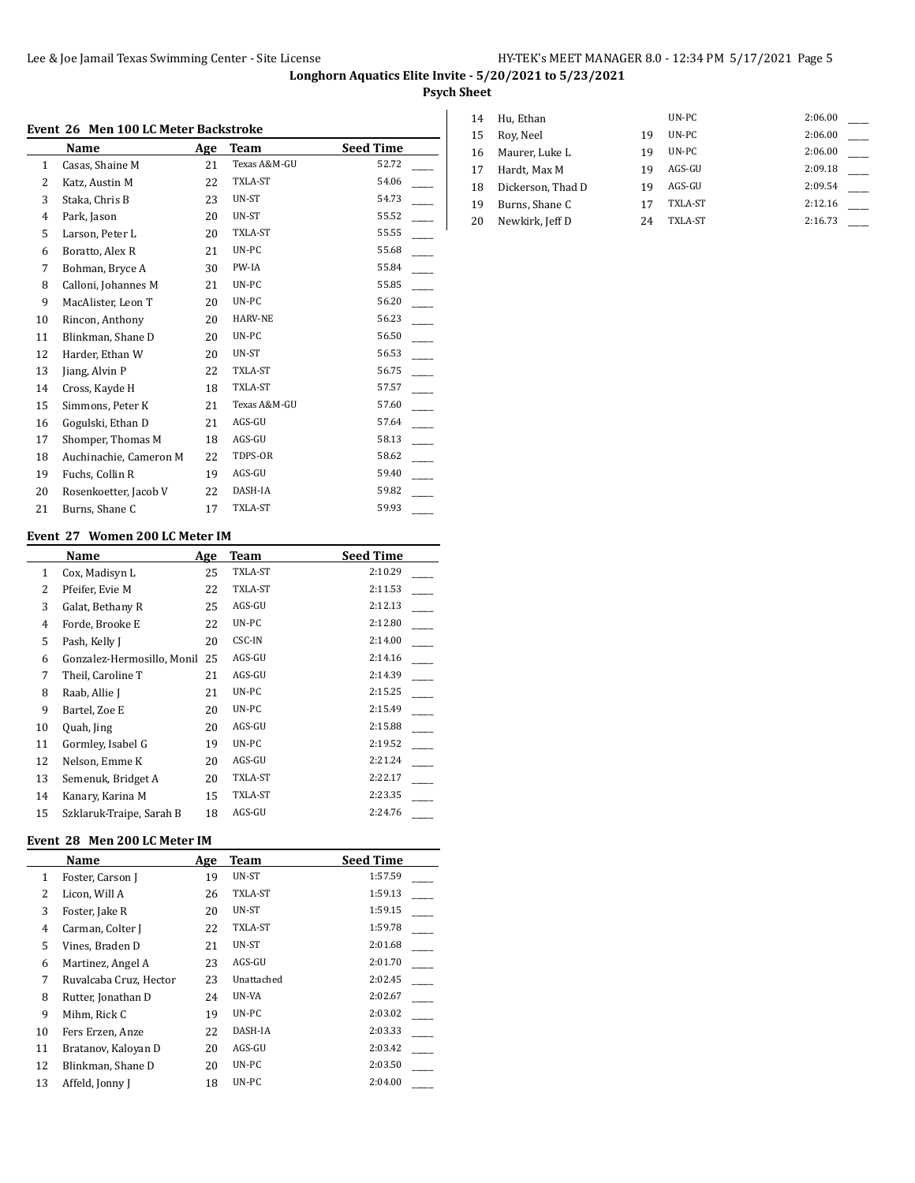**Longhorn Aquatics Elite Invite - 5/20/2021 to 5/23/2021**

**Psych Sheet**

### Event 26 Men 100 LC Meter Backstroke

| | Name | Age | Team | Seed Time | |
|---|---|---|---|---|---|
| 1 | Casas, Shaine M | 21 | Texas A&M-GU | 52.72 | _____ |
| 2 | Katz, Austin M | 22 | TXLA-ST | 54.06 | _____ |
| 3 | Staka, Chris B | 23 | UN-ST | 54.73 | _____ |
| 4 | Park, Jason | 20 | UN-ST | 55.52 | _____ |
| 5 | Larson, Peter L | 20 | TXLA-ST | 55.55 | _____ |
| 6 | Boratto, Alex R | 21 | UN-PC | 55.68 | _____ |
| 7 | Bohman, Bryce A | 30 | PW-IA | 55.84 | _____ |
| 8 | Calloni, Johannes M | 21 | UN-PC | 55.85 | _____ |
| 9 | MacAlister, Leon T | 20 | UN-PC | 56.20 | _____ |
| 10 | Rincon, Anthony | 20 | HARV-NE | 56.23 | _____ |
| 11 | Blinkman, Shane D | 20 | UN-PC | 56.50 | _____ |
| 12 | Harder, Ethan W | 20 | UN-ST | 56.53 | _____ |
| 13 | Jiang, Alvin P | 22 | TXLA-ST | 56.75 | _____ |
| 14 | Cross, Kayde H | 18 | TXLA-ST | 57.57 | _____ |
| 15 | Simmons, Peter K | 21 | Texas A&M-GU | 57.60 | _____ |
| 16 | Gogulski, Ethan D | 21 | AGS-GU | 57.64 | _____ |
| 17 | Shomper, Thomas M | 18 | AGS-GU | 58.13 | _____ |
| 18 | Auchinachie, Cameron M | 22 | TDPS-OR | 58.62 | _____ |
| 19 | Fuchs, Collin R | 19 | AGS-GU | 59.40 | _____ |
| 20 | Rosenkoetter, Jacob V | 22 | DASH-IA | 59.82 | _____ |
| 21 | Burns, Shane C | 17 | TXLA-ST | 59.93 | _____ |

### Event 27 Women 200 LC Meter IM

| | Name | Age | Team | Seed Time | |
|---|---|---|---|---|---|
| 1 | Cox, Madisyn L | 25 | TXLA-ST | 2:10.29 | _____ |
| 2 | Pfeifer, Evie M | 22 | TXLA-ST | 2:11.53 | _____ |
| 3 | Galat, Bethany R | 25 | AGS-GU | 2:12.13 | _____ |
| 4 | Forde, Brooke E | 22 | UN-PC | 2:12.80 | _____ |
| 5 | Pash, Kelly J | 20 | CSC-IN | 2:14.00 | _____ |
| 6 | Gonzalez-Hermosillo, Monil | 25 | AGS-GU | 2:14.16 | _____ |
| 7 | Theil, Caroline T | 21 | AGS-GU | 2:14.39 | _____ |
| 8 | Raab, Allie J | 21 | UN-PC | 2:15.25 | _____ |
| 9 | Bartel, Zoe E | 20 | UN-PC | 2:15.49 | _____ |
| 10 | Quah, Jing | 20 | AGS-GU | 2:15.88 | _____ |
| 11 | Gormley, Isabel G | 19 | UN-PC | 2:19.52 | _____ |
| 12 | Nelson, Emme K | 20 | AGS-GU | 2:21.24 | _____ |
| 13 | Semenuk, Bridget A | 20 | TXLA-ST | 2:22.17 | _____ |
| 14 | Kanary, Karina M | 15 | TXLA-ST | 2:23.35 | _____ |
| 15 | Szklaruk-Traipe, Sarah B | 18 | AGS-GU | 2:24.76 | _____ |

### Event 28 Men 200 LC Meter IM

| | Name | Age | Team | Seed Time | |
|---|---|---|---|---|---|
| 1 | Foster, Carson J | 19 | UN-ST | 1:57.59 | _____ |
| 2 | Licon, Will A | 26 | TXLA-ST | 1:59.13 | _____ |
| 3 | Foster, Jake R | 20 | UN-ST | 1:59.15 | _____ |
| 4 | Carman, Colter J | 22 | TXLA-ST | 1:59.78 | _____ |
| 5 | Vines, Braden D | 21 | UN-ST | 2:01.68 | _____ |
| 6 | Martinez, Angel A | 23 | AGS-GU | 2:01.70 | _____ |
| 7 | Ruvalcaba Cruz, Hector | 23 | Unattached | 2:02.45 | _____ |
| 8 | Rutter, Jonathan D | 24 | UN-VA | 2:02.67 | _____ |
| 9 | Mihm, Rick C | 19 | UN-PC | 2:03.02 | _____ |
| 10 | Fers Erzen, Anze | 22 | DASH-IA | 2:03.33 | _____ |
| 11 | Bratanov, Kaloyan D | 20 | AGS-GU | 2:03.42 | _____ |
| 12 | Blinkman, Shane D | 20 | UN-PC | 2:03.50 | _____ |
| 13 | Affeld, Jonny J | 18 | UN-PC | 2:04.00 | _____ |
| 14 | Hu, Ethan | | UN-PC | 2:06.00 | _____ |
| 15 | Roy, Neel | 19 | UN-PC | 2:06.00 | _____ |
| 16 | Maurer, Luke L | 19 | UN-PC | 2:06.00 | _____ |
| 17 | Hardt, Max M | 19 | AGS-GU | 2:09.18 | _____ |
| 18 | Dickerson, Thad D | 19 | AGS-GU | 2:09.54 | _____ |
| 19 | Burns, Shane C | 17 | TXLA-ST | 2:12.16 | _____ |
| 20 | Newkirk, Jeff D | 24 | TXLA-ST | 2:16.73 | _____ |